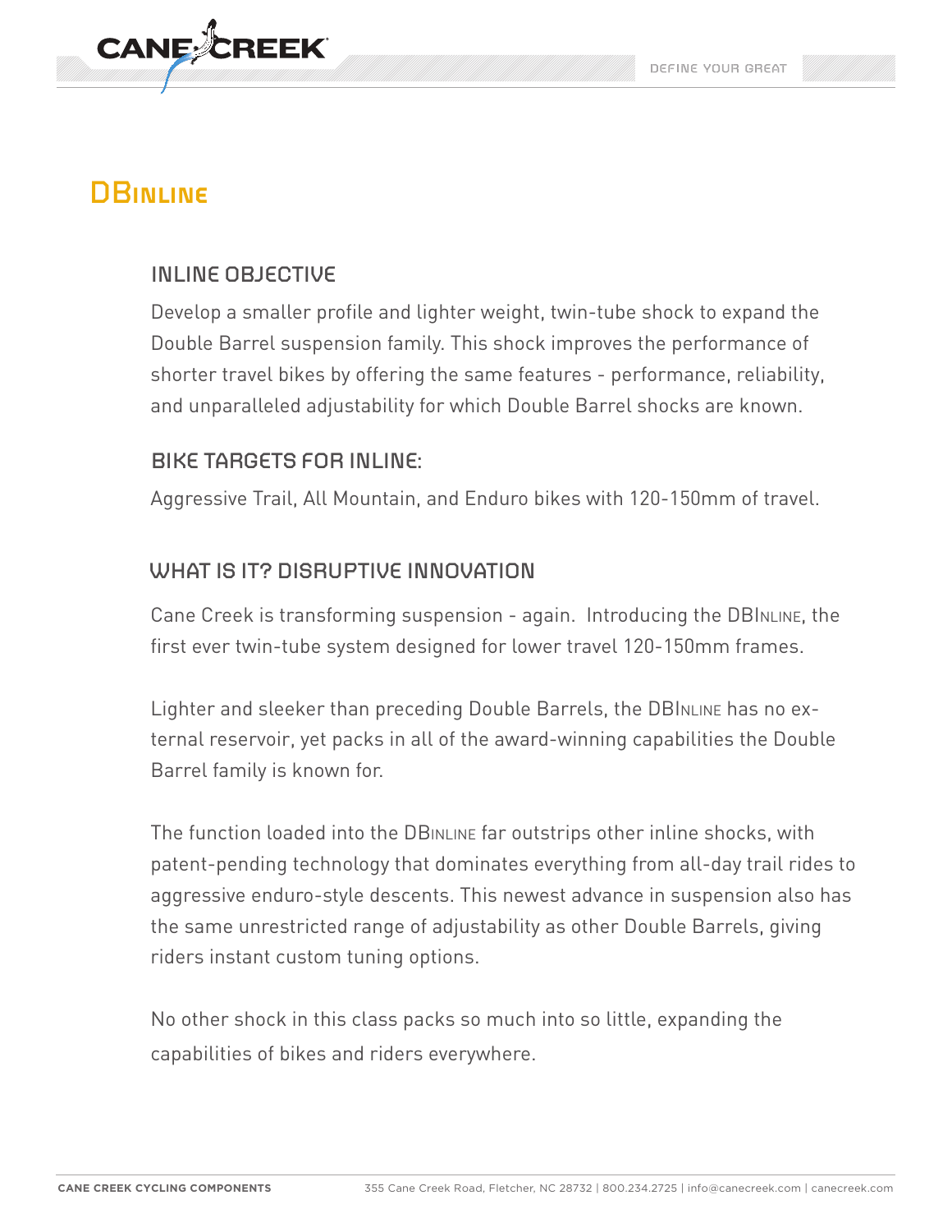# DBinline

## INLINE OBJECTIVE

Develop a smaller profile and lighter weight, twin-tube shock to expand the Double Barrel suspension family. This shock improves the performance of shorter travel bikes by offering the same features - performance, reliability, and unparalleled adjustability for which Double Barrel shocks are known.

## BIKE TARGETS FOR INLINE:

Aggressive Trail, All Mountain, and Enduro bikes with 120-150mm of travel.

## WHAT IS IT? DISRUPTIVE INNOVATION

Cane Creek is transforming suspension - again. Introducing the DBInline, the first ever twin-tube system designed for lower travel 120-150mm frames.

Lighter and sleeker than preceding Double Barrels, the DBInline has no external reservoir, yet packs in all of the award-winning capabilities the Double Barrel family is known for.

The function loaded into the DBinline far outstrips other inline shocks, with patent-pending technology that dominates everything from all-day trail rides to aggressive enduro-style descents. This newest advance in suspension also has the same unrestricted range of adjustability as other Double Barrels, giving riders instant custom tuning options.

No other shock in this class packs so much into so little, expanding the capabilities of bikes and riders everywhere.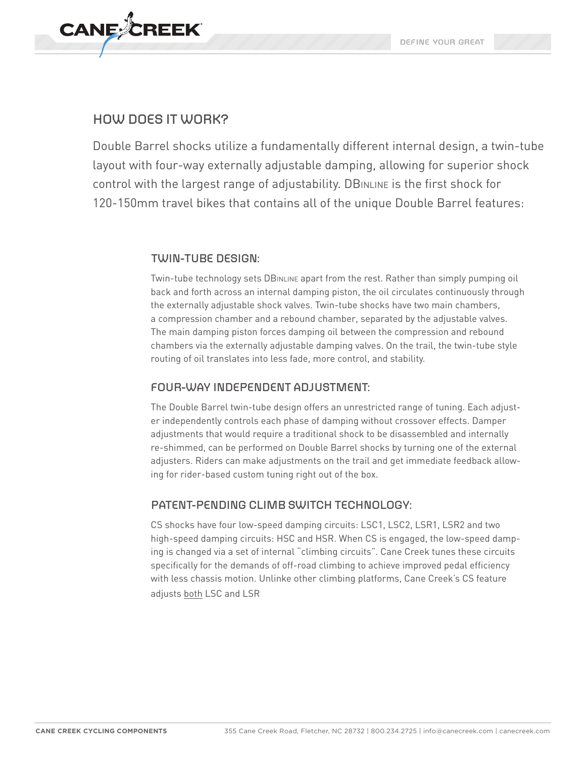## HOW DOES IT WORK?

Double Barrel shocks utilize a fundamentally different internal design, a twin-tube layout with four-way externally adjustable damping, allowing for superior shock control with the largest range of adjustability. DBinline is the first shock for 120-150mm travel bikes that contains all of the unique Double Barrel features:

### TWIN-TUBE DESIGN:

Twin-tube technology sets DBinline apart from the rest. Rather than simply pumping oil back and forth across an internal damping piston, the oil circulates continuously through the externally adjustable shock valves. Twin-tube shocks have two main chambers, a compression chamber and a rebound chamber, separated by the adjustable valves. The main damping piston forces damping oil between the compression and rebound chambers via the externally adjustable damping valves. On the trail, the twin-tube style routing of oil translates into less fade, more control, and stability.

### FOUR-WAY INDEPENDENT ADJUSTMENT:

The Double Barrel twin-tube design offers an unrestricted range of tuning. Each adjuster independently controls each phase of damping without crossover effects. Damper adjustments that would require a traditional shock to be disassembled and internally re-shimmed, can be performed on Double Barrel shocks by turning one of the external adjusters. Riders can make adjustments on the trail and get immediate feedback allowing for rider-based custom tuning right out of the box.

### PATENT-PENDING CLIMB SWITCH TECHNOLOGY:

CS shocks have four low-speed damping circuits: LSC1, LSC2, LSR1, LSR2 and two high-speed damping circuits: HSC and HSR. When CS is engaged, the low-speed damping is changed via a set of internal "climbing circuits". Cane Creek tunes these circuits specifically for the demands of off-road climbing to achieve improved pedal efficiency with less chassis motion. Unlinke other climbing platforms, Cane Creek's CS feature adjusts both LSC and LSR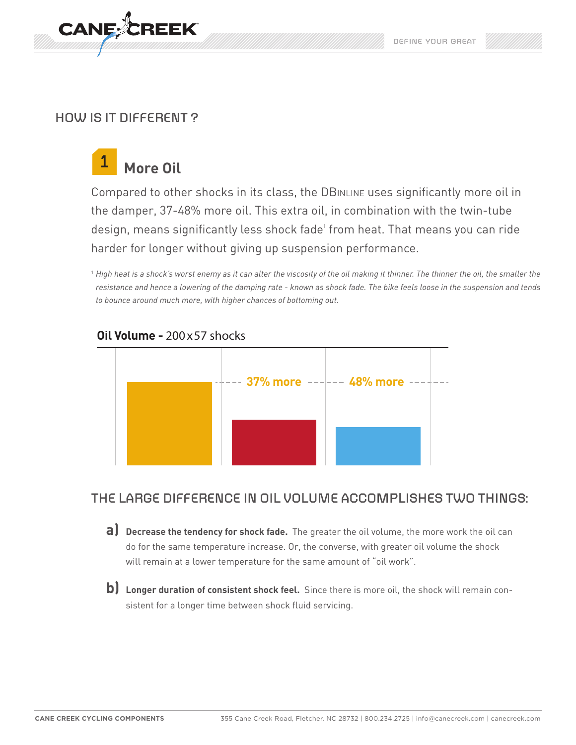## HOW IS IT DIFFERENT ?

### 1 More Oil

Compared to other shocks in its class, the DBINLINE uses significantly more oil in the damper, 37-48% more oil. This extra oil, in combination with the twin-tube design, means significantly less shock fade[1] from heat. That means you can ride harder for longer without giving up suspension performance.

*[1] High heat is a shock's worst enemy as it can alter the viscosity of the oil making it thinner. The thinner the oil, the smaller the resistance and hence a lowering of the damping rate - known as shock fade. The bike feels loose in the suspension and tends to bounce around much more, with higher chances of bottoming out.*

**Oil Volume -** 200 x 57 shocks

37% more

48% more

### THE LARGE DIFFERENCE IN OIL VOLUME ACCOMPLISHES TWO THINGS:

**a) Decrease the tendency for shock fade.** The greater the oil volume, the more work the oil can do for the same temperature increase. Or, the converse, with greater oil volume the shock will remain at a lower temperature for the same amount of "oil work".

**b) Longer duration of consistent shock feel.** Since there is more oil, the shock will remain consistent for a longer time between shock fluid servicing.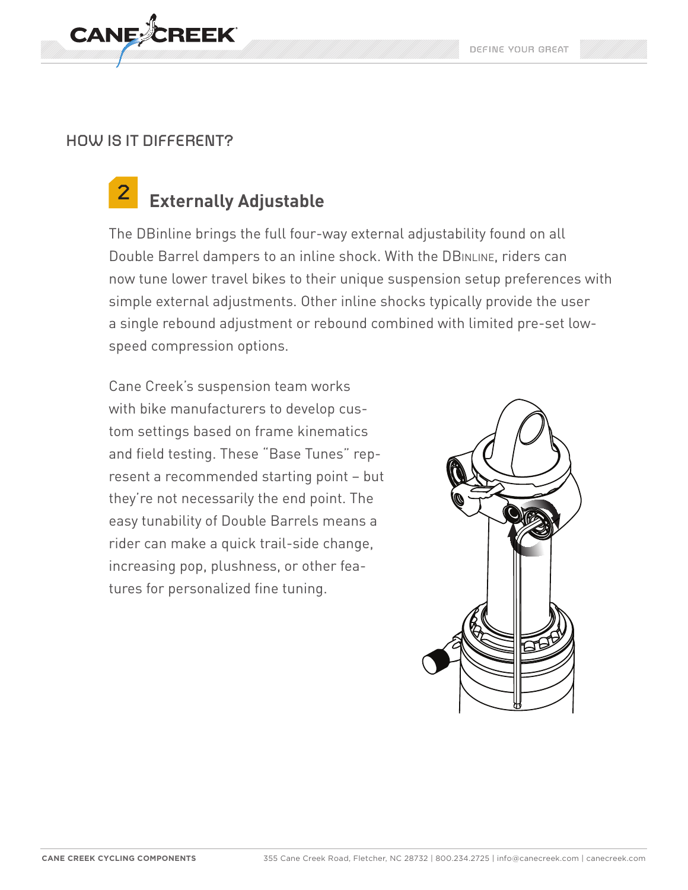## HOW IS IT DIFFERENT?

### 2 Externally Adjustable

The DBinline brings the full four-way external adjustability found on all Double Barrel dampers to an inline shock. With the DBINLINE, riders can now tune lower travel bikes to their unique suspension setup preferences with simple external adjustments. Other inline shocks typically provide the user a single rebound adjustment or rebound combined with limited pre-set low-speed compression options.

Cane Creek's suspension team works with bike manufacturers to develop custom settings based on frame kinematics and field testing. These "Base Tunes" represent a recommended starting point – but they're not necessarily the end point. The easy tunability of Double Barrels means a rider can make a quick trail-side change, increasing pop, plushness, or other features for personalized fine tuning.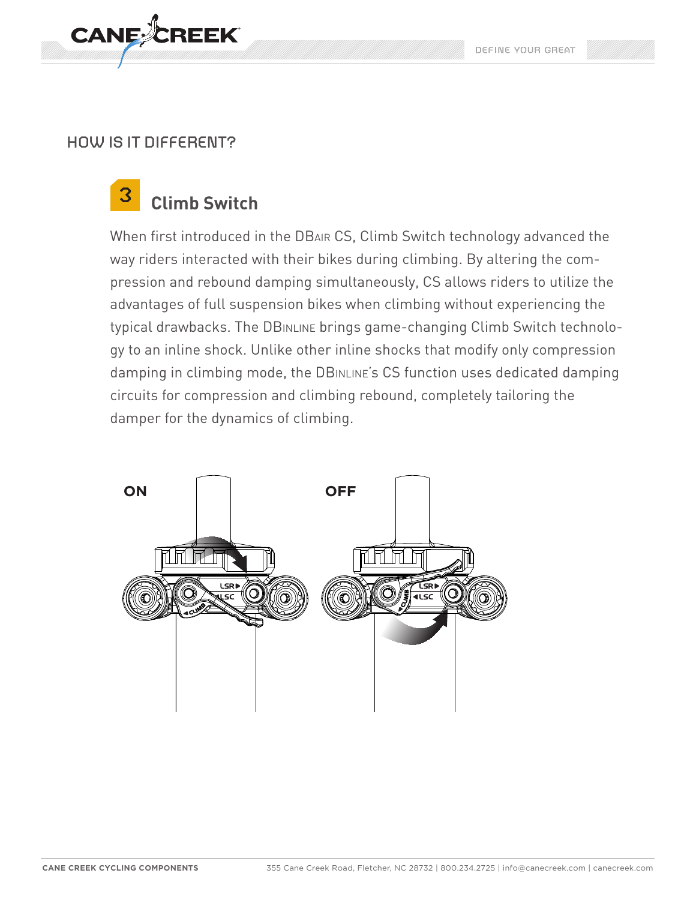## HOW IS IT DIFFERENT?

### 3 Climb Switch

When first introduced in the DBAIR CS, Climb Switch technology advanced the way riders interacted with their bikes during climbing. By altering the compression and rebound damping simultaneously, CS allows riders to utilize the advantages of full suspension bikes when climbing without experiencing the typical drawbacks. The DBINLINE brings game-changing Climb Switch technology to an inline shock. Unlike other inline shocks that modify only compression damping in climbing mode, the DBINLINE's CS function uses dedicated damping circuits for compression and climbing rebound, completely tailoring the damper for the dynamics of climbing.

**ON** **OFF**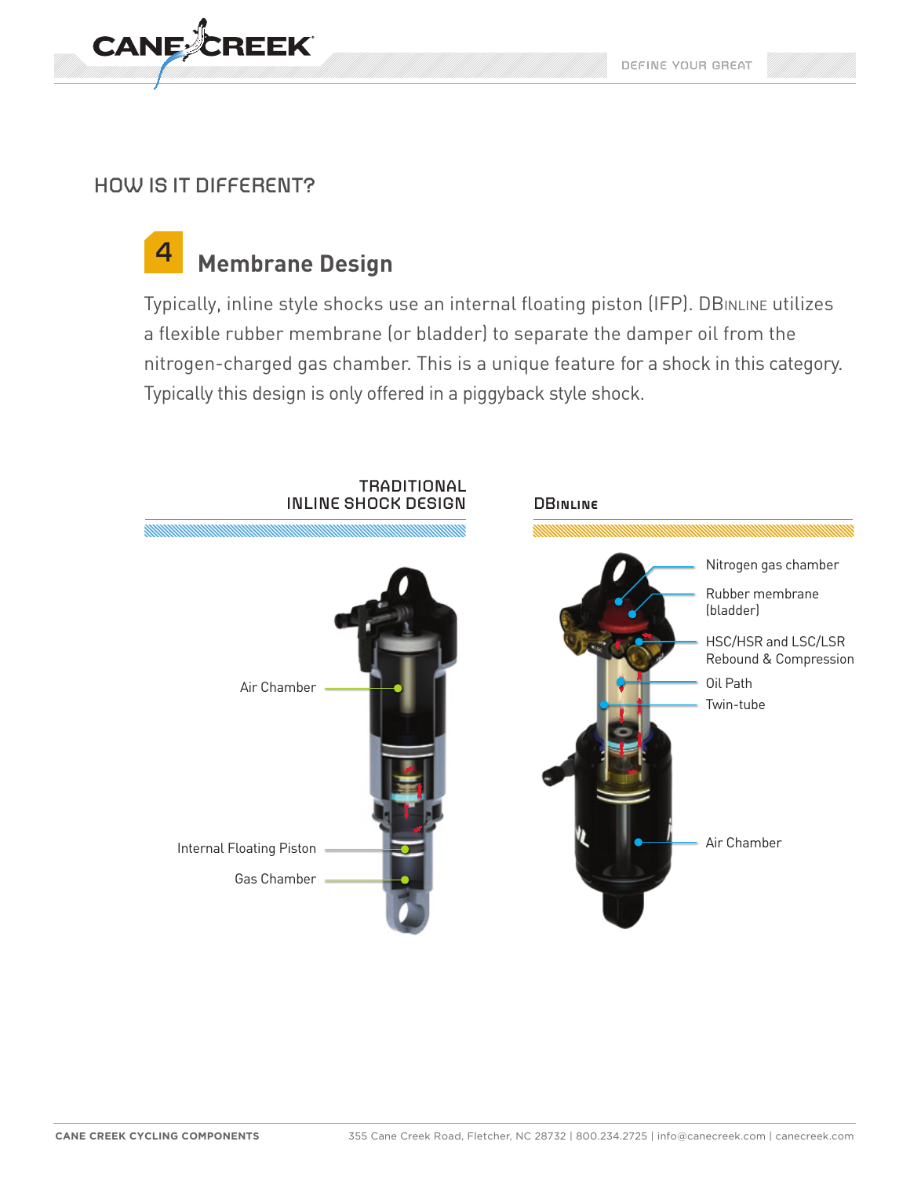## HOW IS IT DIFFERENT?

### 4 Membrane Design

Typically, inline style shocks use an internal floating piston (IFP). DBINLINE utilizes a flexible rubber membrane (or bladder) to separate the damper oil from the nitrogen-charged gas chamber. This is a unique feature for a shock in this category. Typically this design is only offered in a piggyback style shock.

**TRADITIONAL INLINE SHOCK DESIGN**

Air Chamber

Internal Floating Piston

Gas Chamber

**DBINLINE**

Nitrogen gas chamber

Rubber membrane (bladder)

HSC/HSR and LSC/LSR Rebound & Compression

Oil Path

Twin-tube

Air Chamber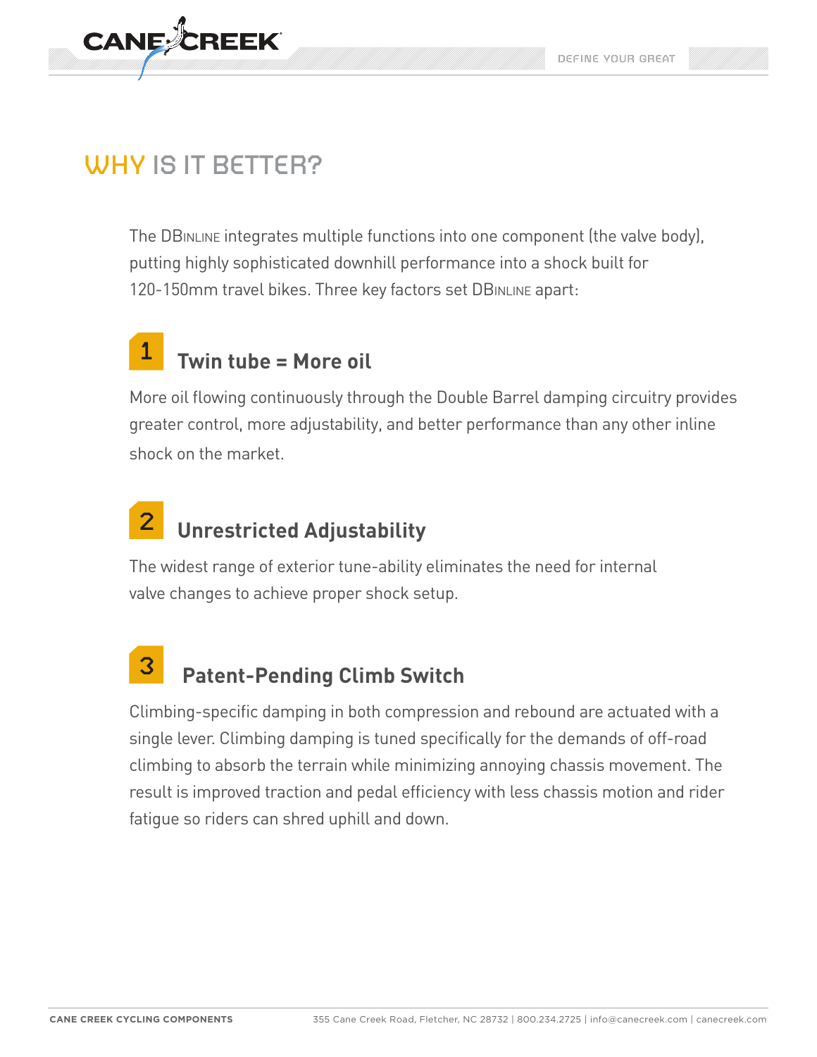# WHY IS IT BETTER?

The DBinline integrates multiple functions into one component (the valve body), putting highly sophisticated downhill performance into a shock built for 120-150mm travel bikes. Three key factors set DBinline apart:

## 1 Twin tube = More oil

More oil flowing continuously through the Double Barrel damping circuitry provides greater control, more adjustability, and better performance than any other inline shock on the market.

## 2 Unrestricted Adjustability

The widest range of exterior tune-ability eliminates the need for internal valve changes to achieve proper shock setup.

## 3 Patent-Pending Climb Switch

Climbing-specific damping in both compression and rebound are actuated with a single lever. Climbing damping is tuned specifically for the demands of off-road climbing to absorb the terrain while minimizing annoying chassis movement. The result is improved traction and pedal efficiency with less chassis motion and rider fatigue so riders can shred uphill and down.